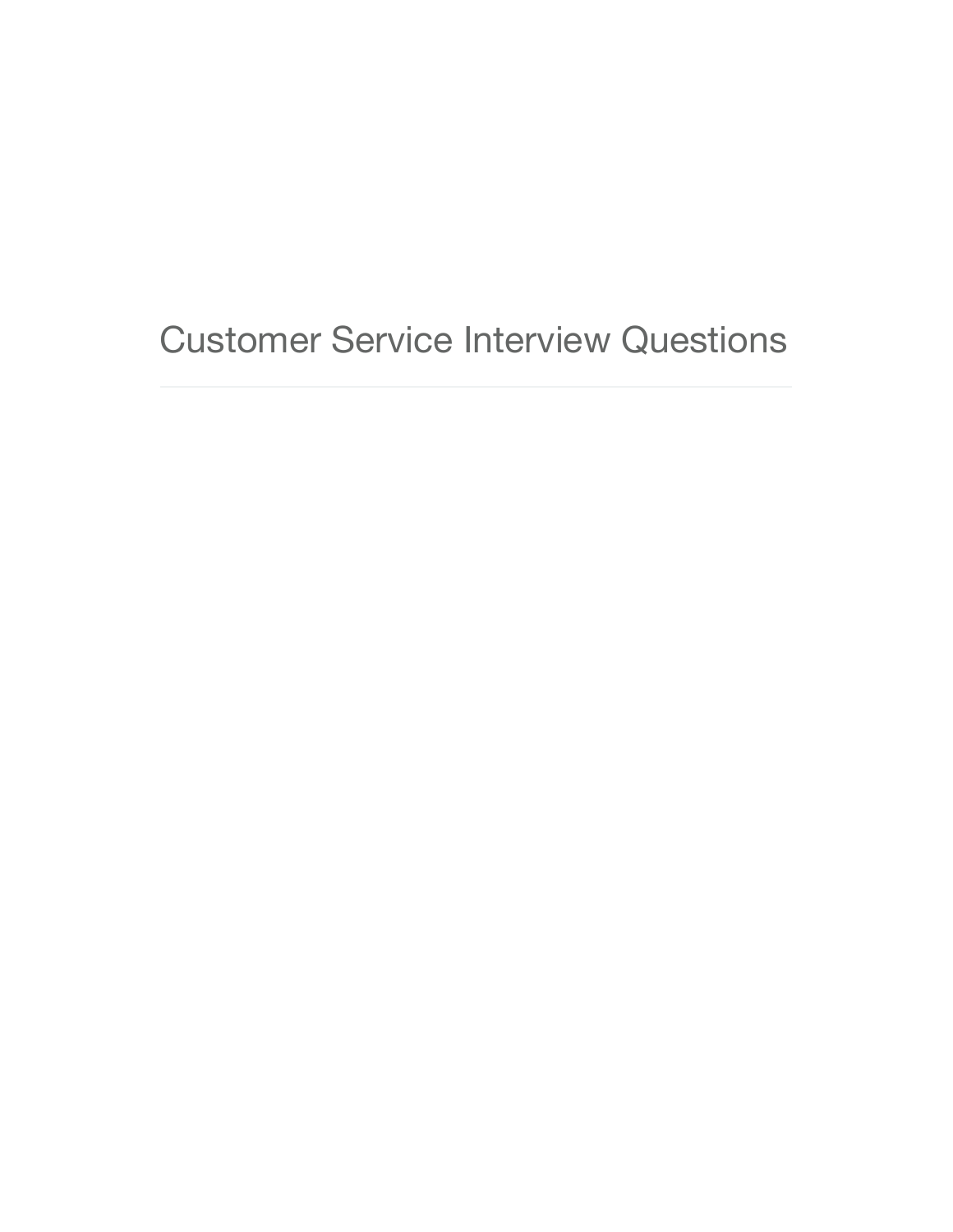# Customer Service Interview Questions

---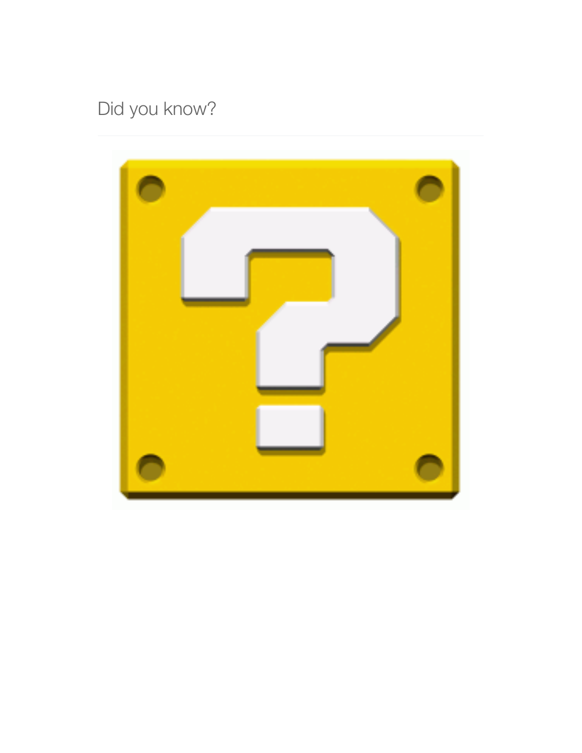Did you know?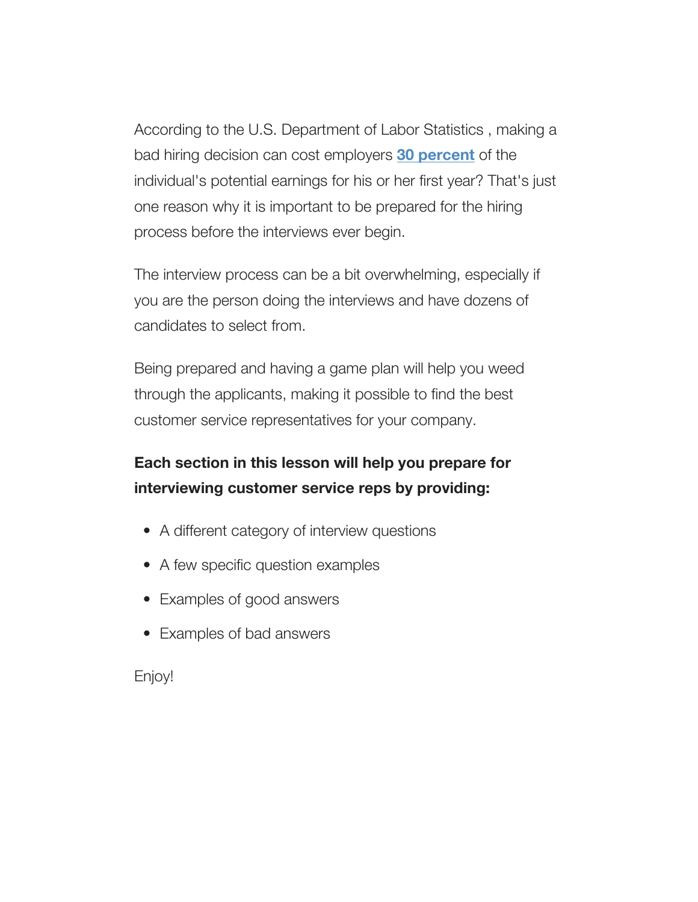According to the U.S. Department of Labor Statistics , making a bad hiring decision can cost employers **30 percent** of the individual's potential earnings for his or her first year? That's just one reason why it is important to be prepared for the hiring process before the interviews ever begin.

The interview process can be a bit overwhelming, especially if you are the person doing the interviews and have dozens of candidates to select from.

Being prepared and having a game plan will help you weed through the applicants, making it possible to find the best customer service representatives for your company.

**Each section in this lesson will help you prepare for interviewing customer service reps by providing:**

- A different category of interview questions
- A few specific question examples
- Examples of good answers
- Examples of bad answers

Enjoy!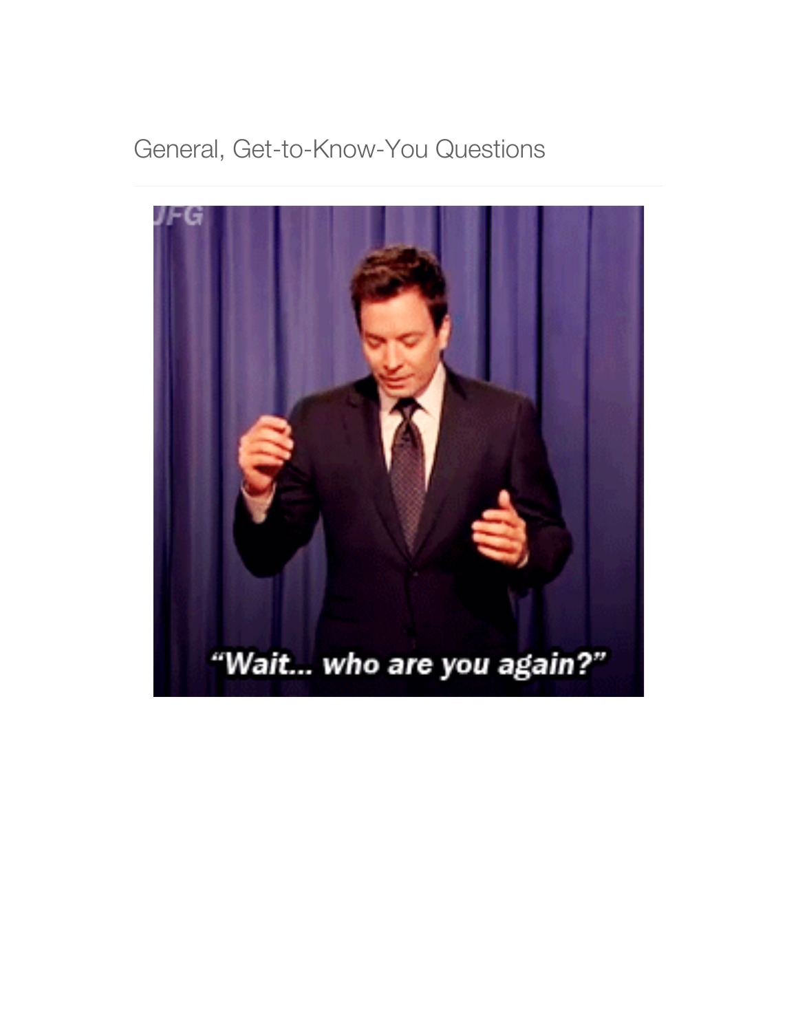## General, Get-to-Know-You Questions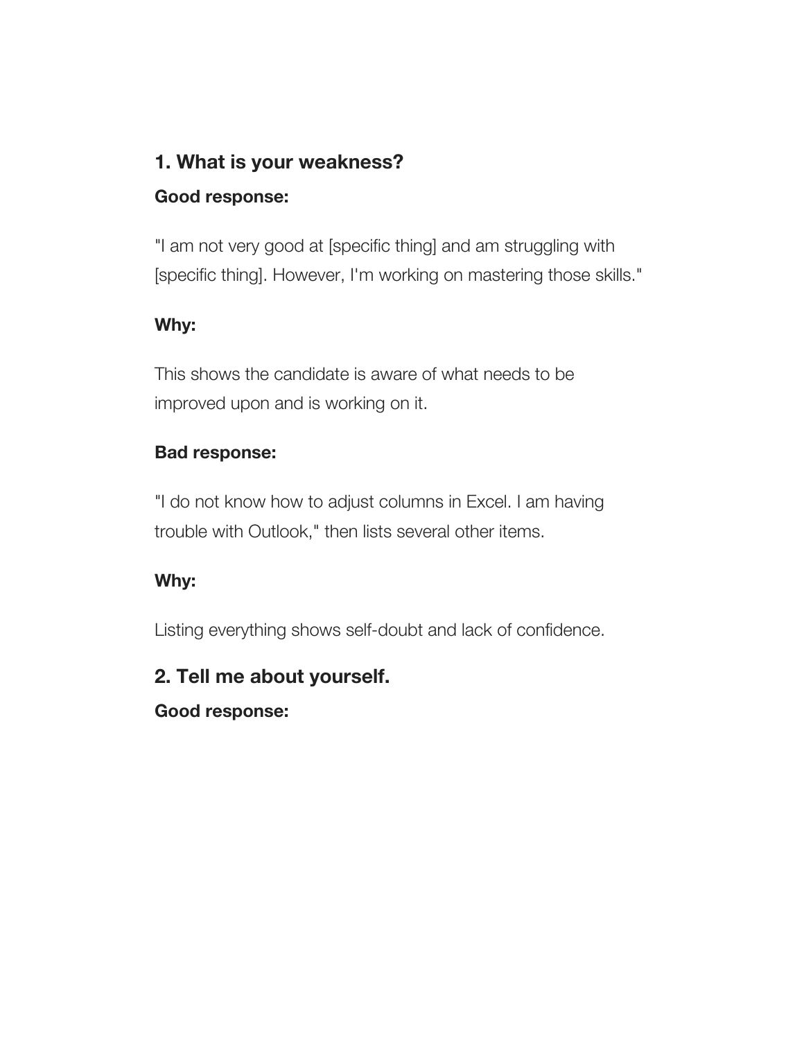### 1. What is your weakness?

**Good response:**

"I am not very good at [specific thing] and am struggling with [specific thing]. However, I'm working on mastering those skills."

**Why:**

This shows the candidate is aware of what needs to be improved upon and is working on it.

**Bad response:**

"I do not know how to adjust columns in Excel. I am having trouble with Outlook," then lists several other items.

**Why:**

Listing everything shows self-doubt and lack of confidence.

### 2. Tell me about yourself.

**Good response:**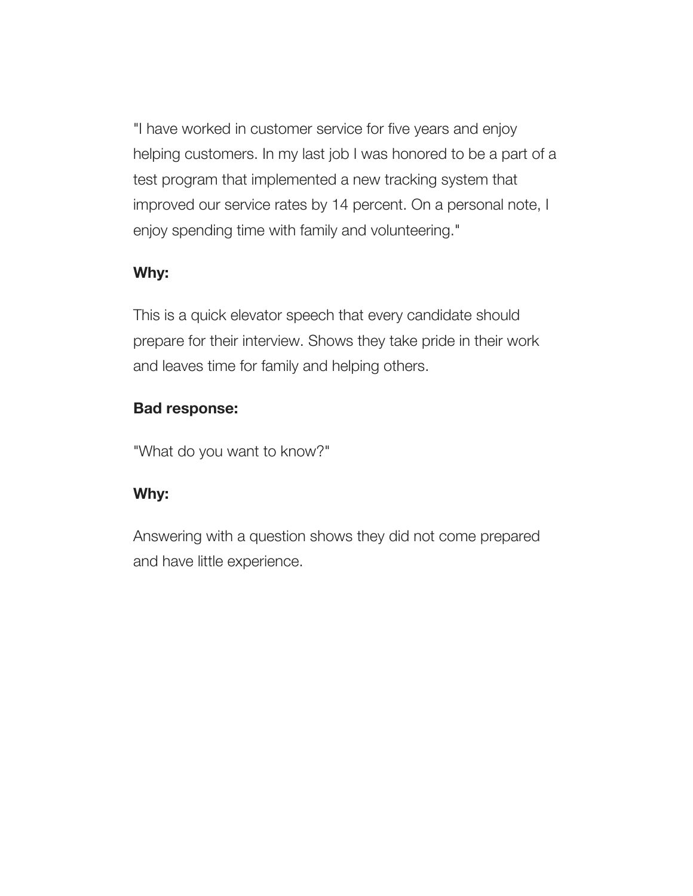"I have worked in customer service for five years and enjoy helping customers. In my last job I was honored to be a part of a test program that implemented a new tracking system that improved our service rates by 14 percent. On a personal note, I enjoy spending time with family and volunteering."

**Why:**

This is a quick elevator speech that every candidate should prepare for their interview. Shows they take pride in their work and leaves time for family and helping others.

**Bad response:**

"What do you want to know?"

**Why:**

Answering with a question shows they did not come prepared and have little experience.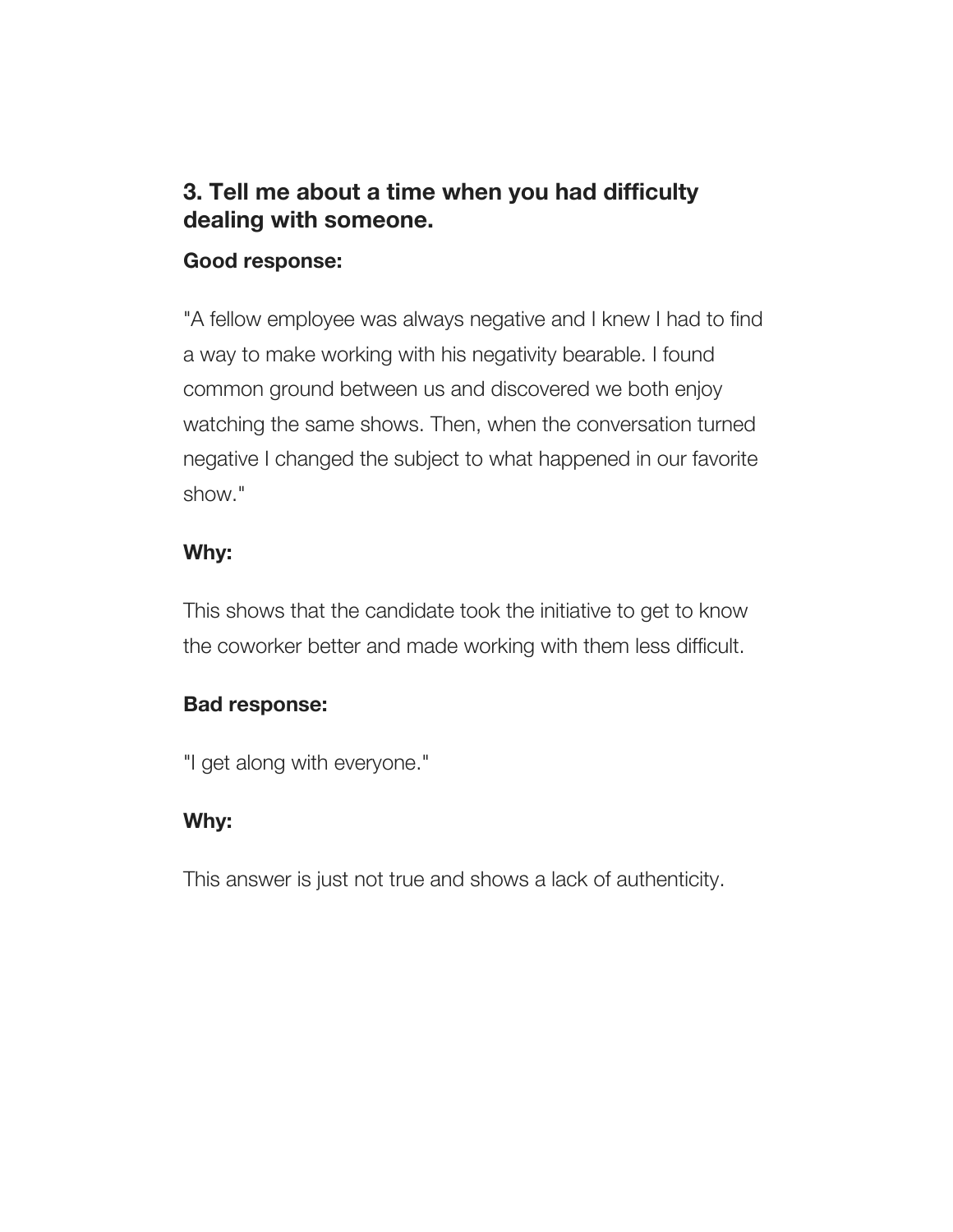### 3. Tell me about a time when you had difficulty dealing with someone.

**Good response:**

"A fellow employee was always negative and I knew I had to find a way to make working with his negativity bearable. I found common ground between us and discovered we both enjoy watching the same shows. Then, when the conversation turned negative I changed the subject to what happened in our favorite show."

**Why:**

This shows that the candidate took the initiative to get to know the coworker better and made working with them less difficult.

**Bad response:**

"I get along with everyone."

**Why:**

This answer is just not true and shows a lack of authenticity.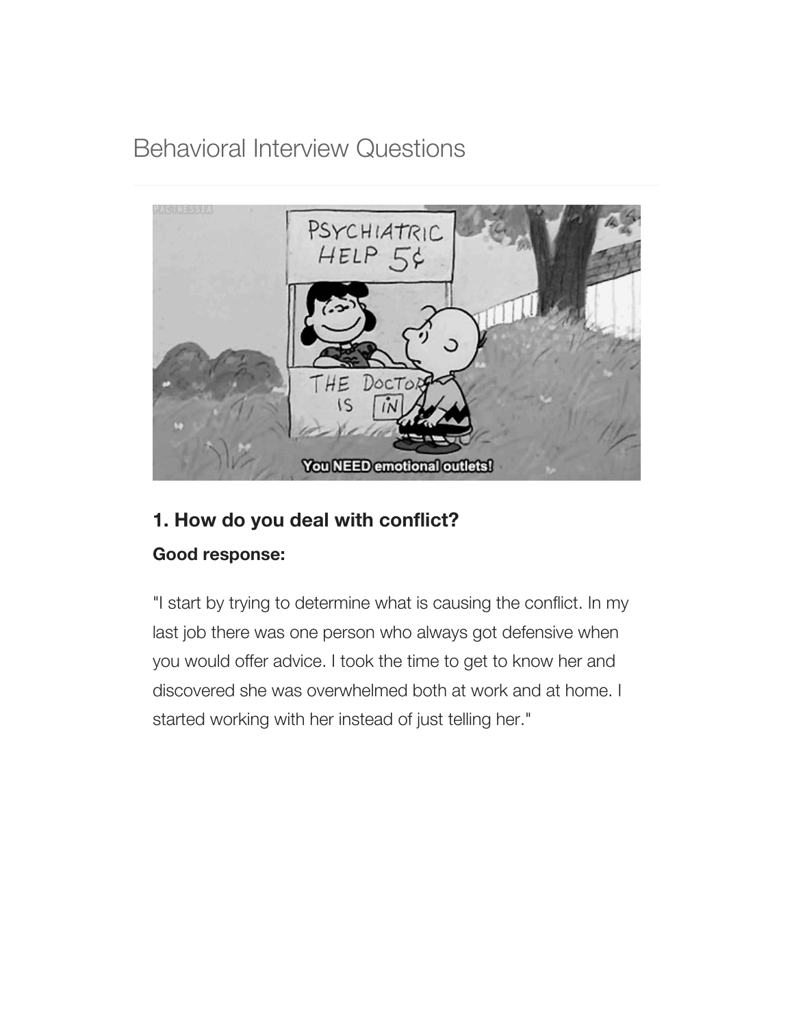# Behavioral Interview Questions

### 1. How do you deal with conflict?

**Good response:**

"I start by trying to determine what is causing the conflict. In my last job there was one person who always got defensive when you would offer advice. I took the time to get to know her and discovered she was overwhelmed both at work and at home. I started working with her instead of just telling her."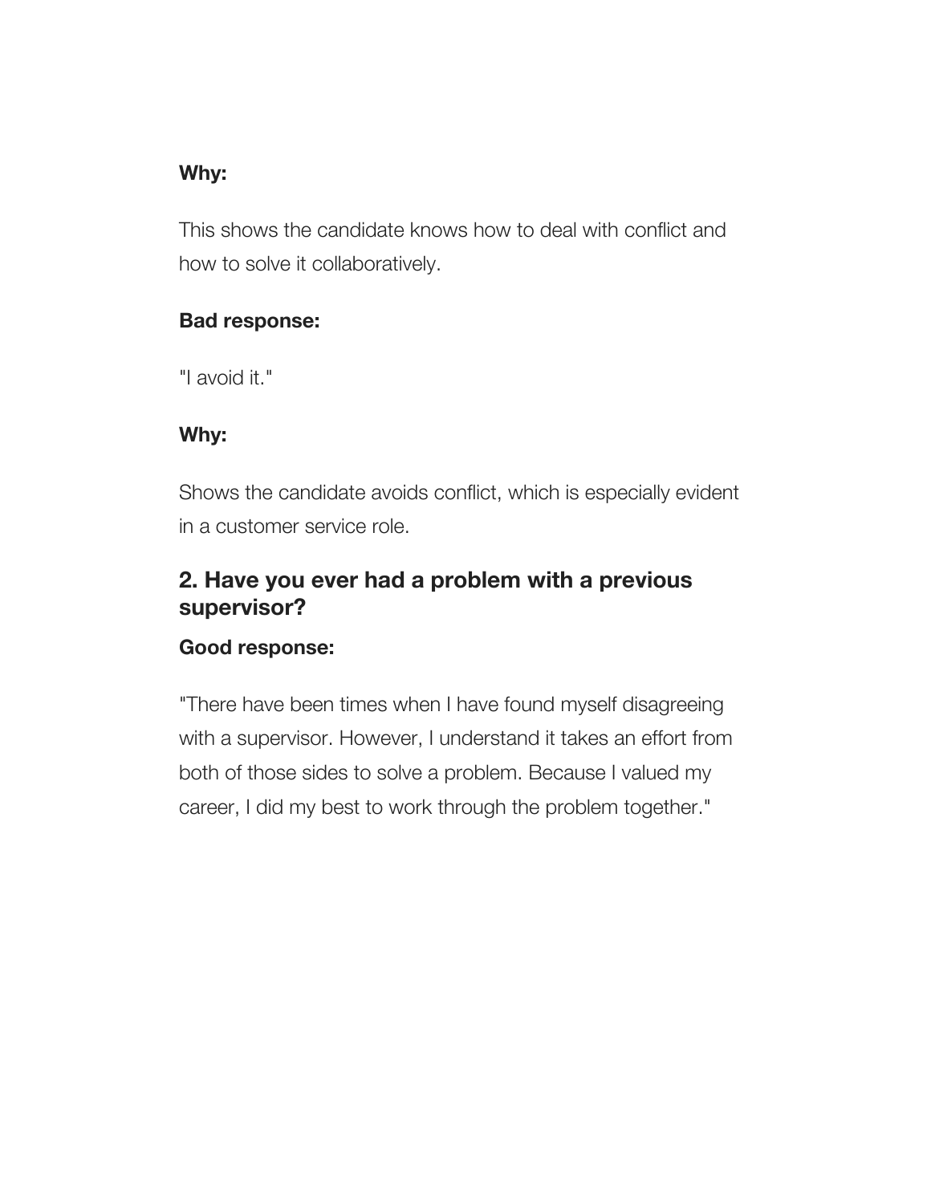**Why:**

This shows the candidate knows how to deal with conflict and how to solve it collaboratively.

**Bad response:**

"I avoid it."

**Why:**

Shows the candidate avoids conflict, which is especially evident in a customer service role.

## 2. Have you ever had a problem with a previous supervisor?

**Good response:**

"There have been times when I have found myself disagreeing with a supervisor. However, I understand it takes an effort from both of those sides to solve a problem. Because I valued my career, I did my best to work through the problem together."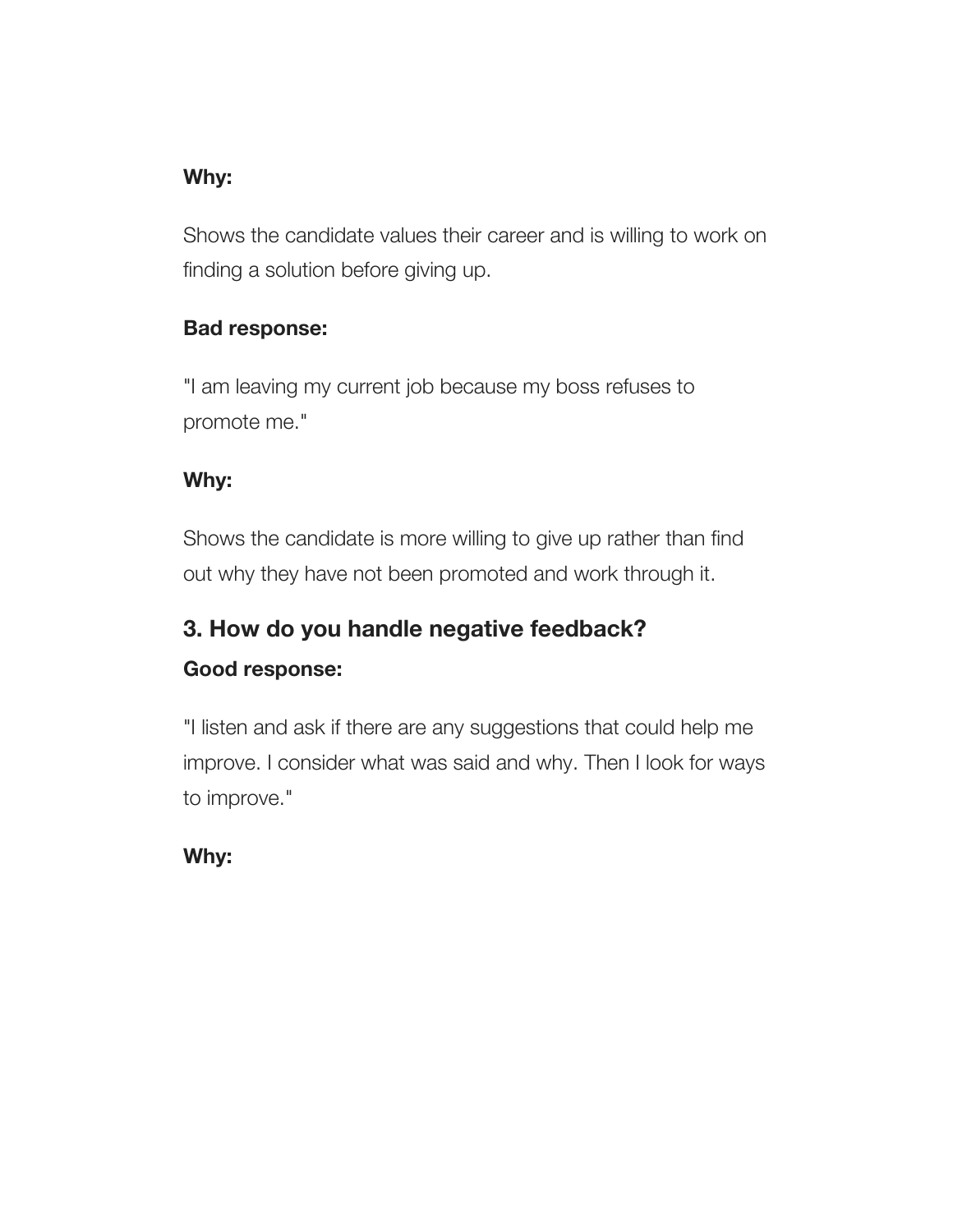**Why:**

Shows the candidate values their career and is willing to work on finding a solution before giving up.

**Bad response:**

"I am leaving my current job because my boss refuses to promote me."

**Why:**

Shows the candidate is more willing to give up rather than find out why they have not been promoted and work through it.

### 3. How do you handle negative feedback?

**Good response:**

"I listen and ask if there are any suggestions that could help me improve. I consider what was said and why. Then I look for ways to improve."

**Why:**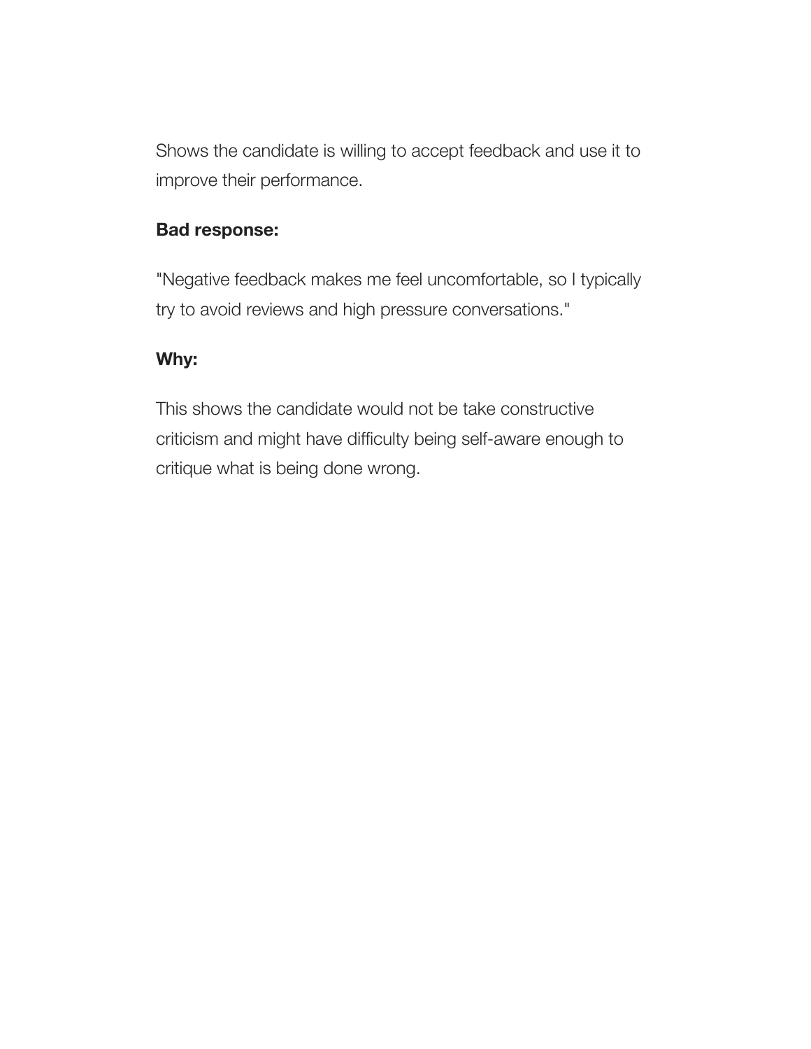Shows the candidate is willing to accept feedback and use it to improve their performance.

**Bad response:**

"Negative feedback makes me feel uncomfortable, so I typically try to avoid reviews and high pressure conversations."

**Why:**

This shows the candidate would not be take constructive criticism and might have difficulty being self-aware enough to critique what is being done wrong.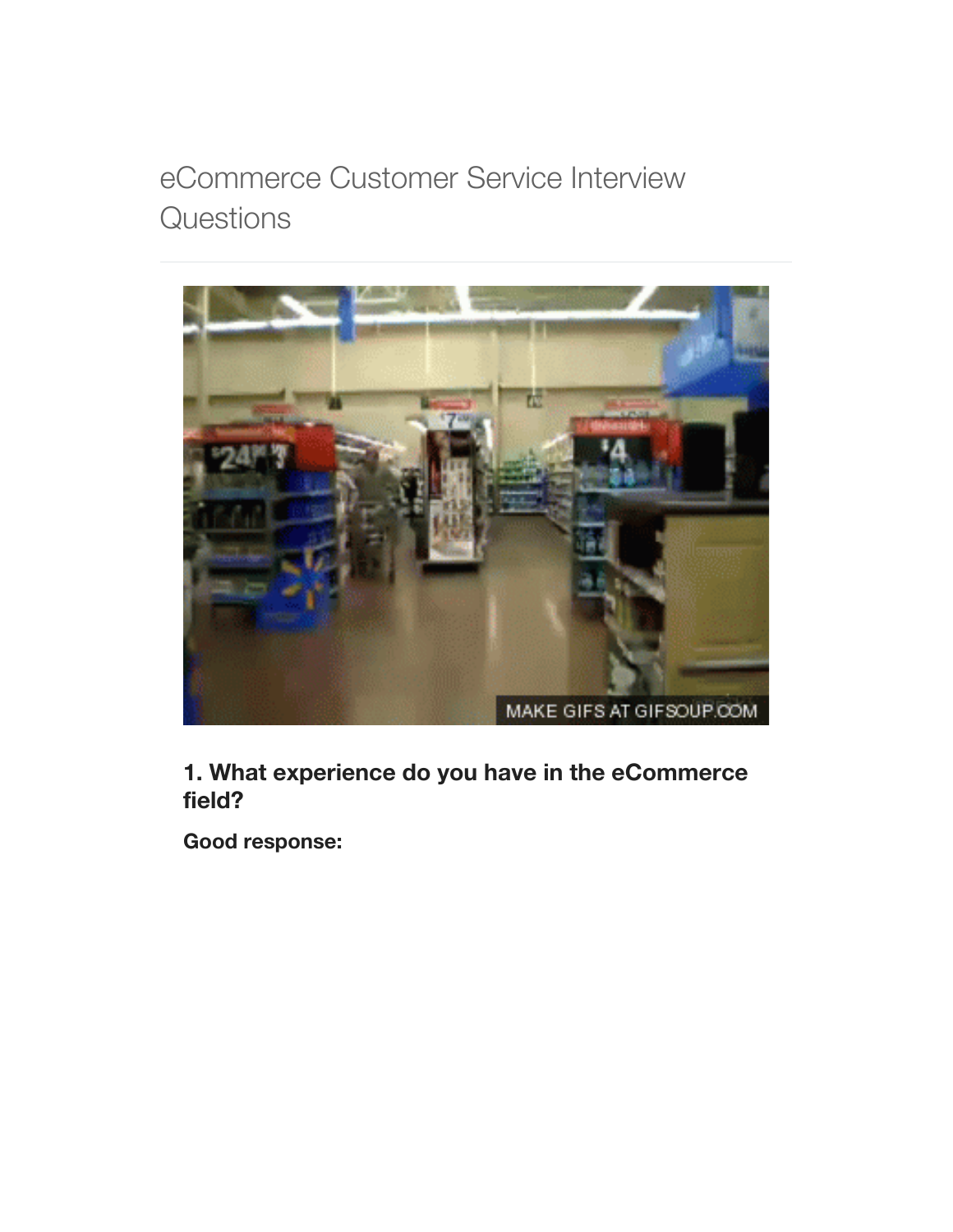# eCommerce Customer Service Interview Questions

### 1. What experience do you have in the eCommerce field?

**Good response:**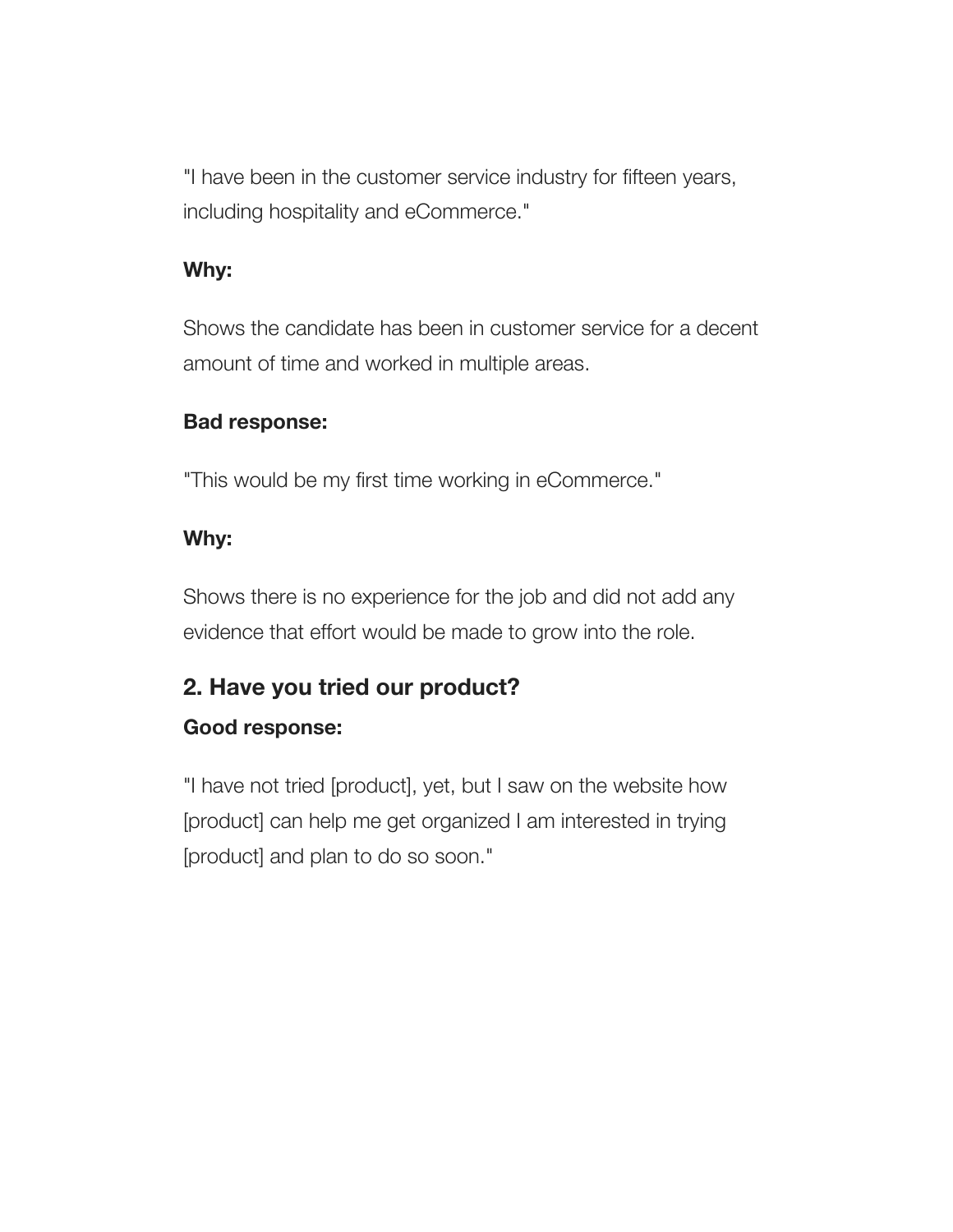"I have been in the customer service industry for fifteen years, including hospitality and eCommerce."

**Why:**

Shows the candidate has been in customer service for a decent amount of time and worked in multiple areas.

**Bad response:**

"This would be my first time working in eCommerce."

**Why:**

Shows there is no experience for the job and did not add any evidence that effort would be made to grow into the role.

### 2. Have you tried our product?

**Good response:**

"I have not tried [product], yet, but I saw on the website how [product] can help me get organized I am interested in trying [product] and plan to do so soon."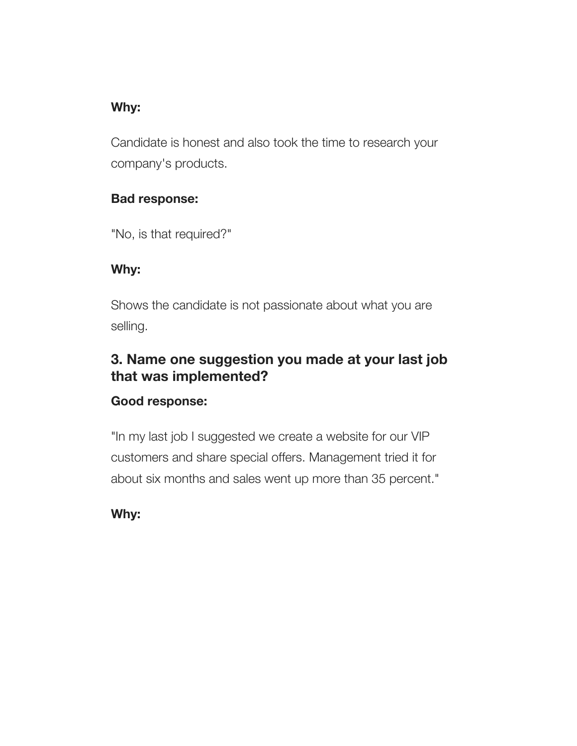**Why:**

Candidate is honest and also took the time to research your company's products.

**Bad response:**

"No, is that required?"

**Why:**

Shows the candidate is not passionate about what you are selling.

## 3. Name one suggestion you made at your last job that was implemented?

**Good response:**

"In my last job I suggested we create a website for our VIP customers and share special offers. Management tried it for about six months and sales went up more than 35 percent."

**Why:**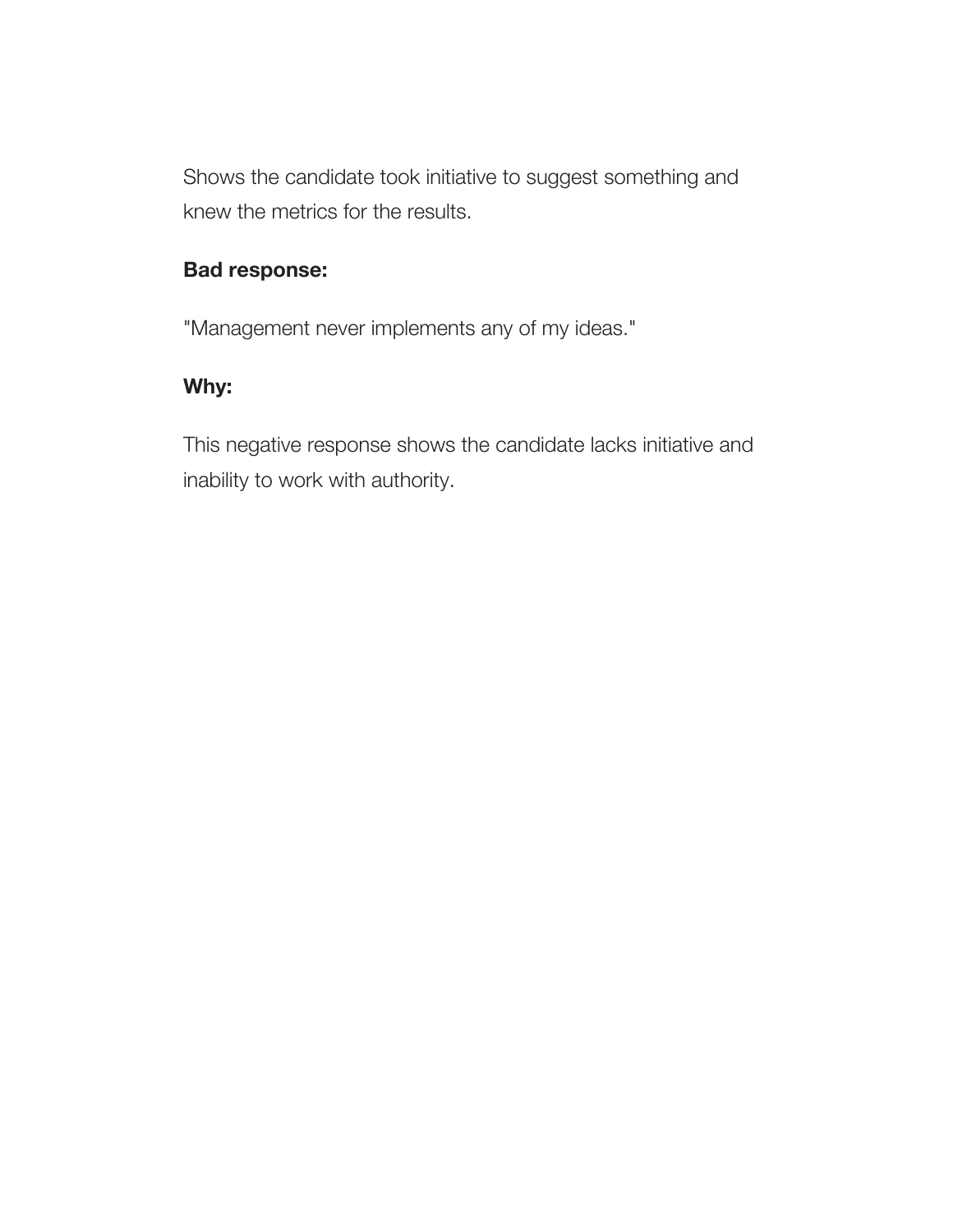Shows the candidate took initiative to suggest something and knew the metrics for the results.

**Bad response:**

"Management never implements any of my ideas."

**Why:**

This negative response shows the candidate lacks initiative and inability to work with authority.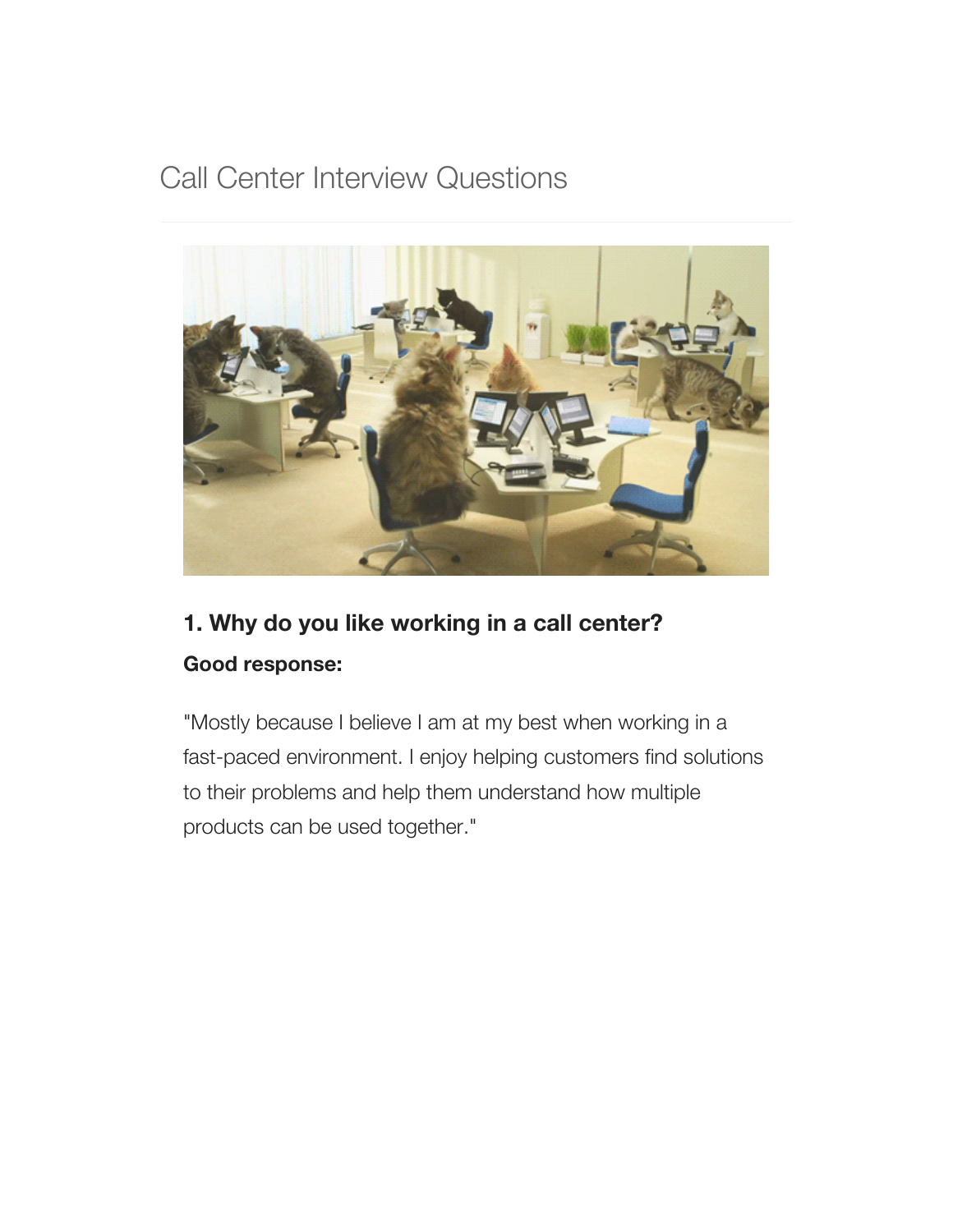# Call Center Interview Questions

### 1. Why do you like working in a call center?

**Good response:**

"Mostly because I believe I am at my best when working in a fast-paced environment. I enjoy helping customers find solutions to their problems and help them understand how multiple products can be used together."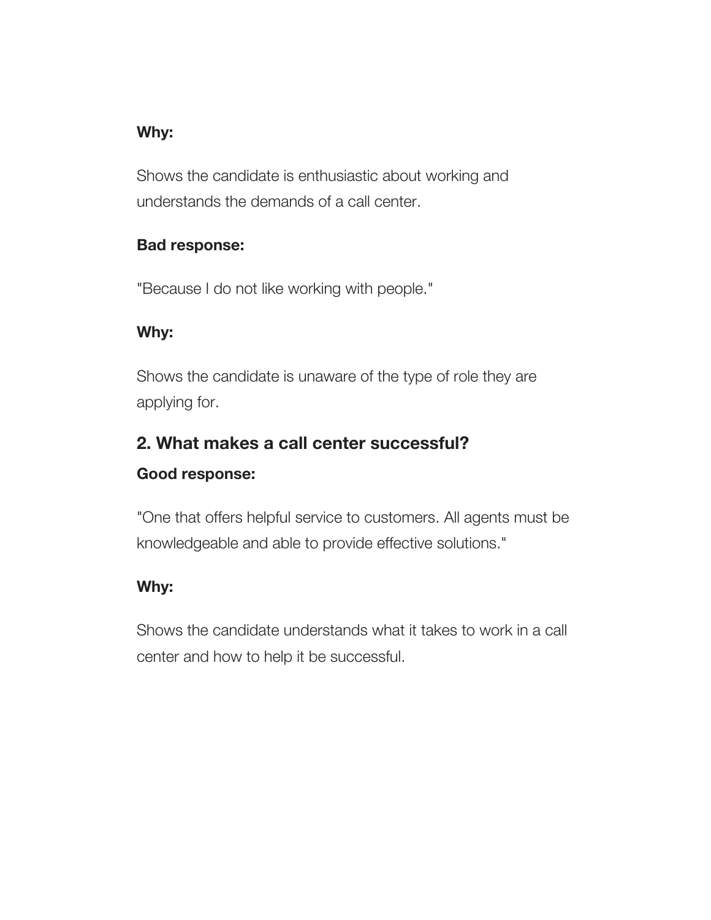**Why:**

Shows the candidate is enthusiastic about working and understands the demands of a call center.

**Bad response:**

"Because I do not like working with people."

**Why:**

Shows the candidate is unaware of the type of role they are applying for.

## 2. What makes a call center successful?

**Good response:**

"One that offers helpful service to customers. All agents must be knowledgeable and able to provide effective solutions."

**Why:**

Shows the candidate understands what it takes to work in a call center and how to help it be successful.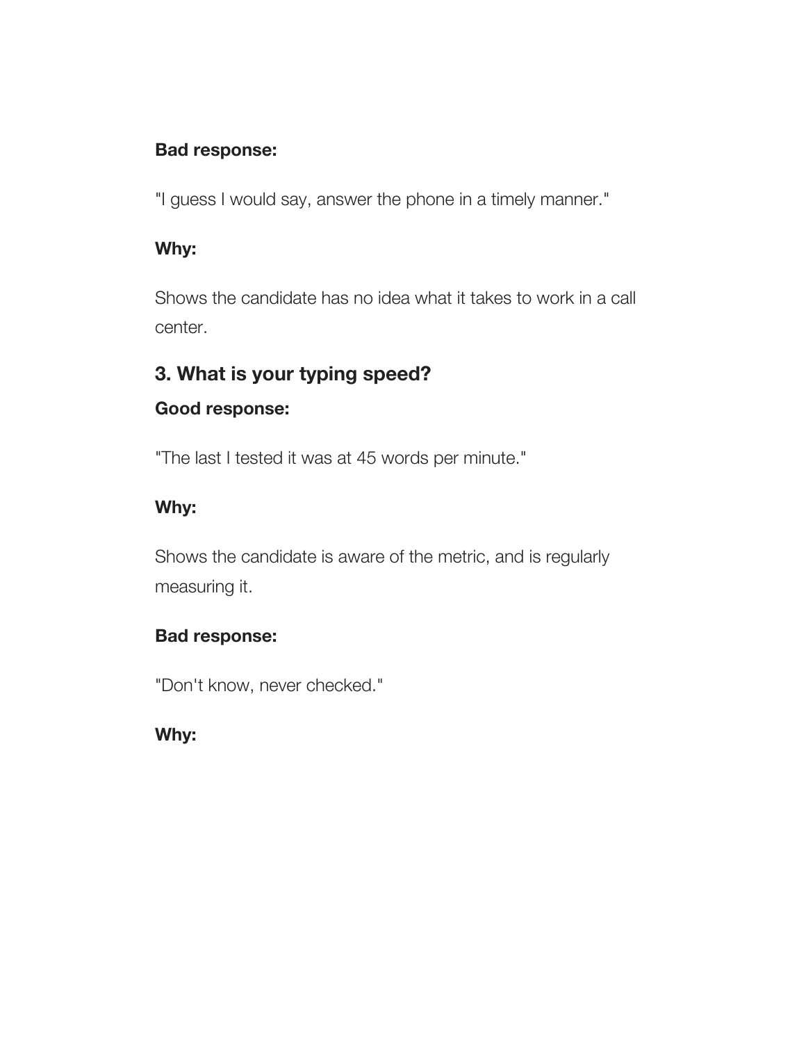**Bad response:**

"I guess I would say, answer the phone in a timely manner."

**Why:**

Shows the candidate has no idea what it takes to work in a call center.

### 3. What is your typing speed?

**Good response:**

"The last I tested it was at 45 words per minute."

**Why:**

Shows the candidate is aware of the metric, and is regularly measuring it.

**Bad response:**

"Don't know, never checked."

**Why:**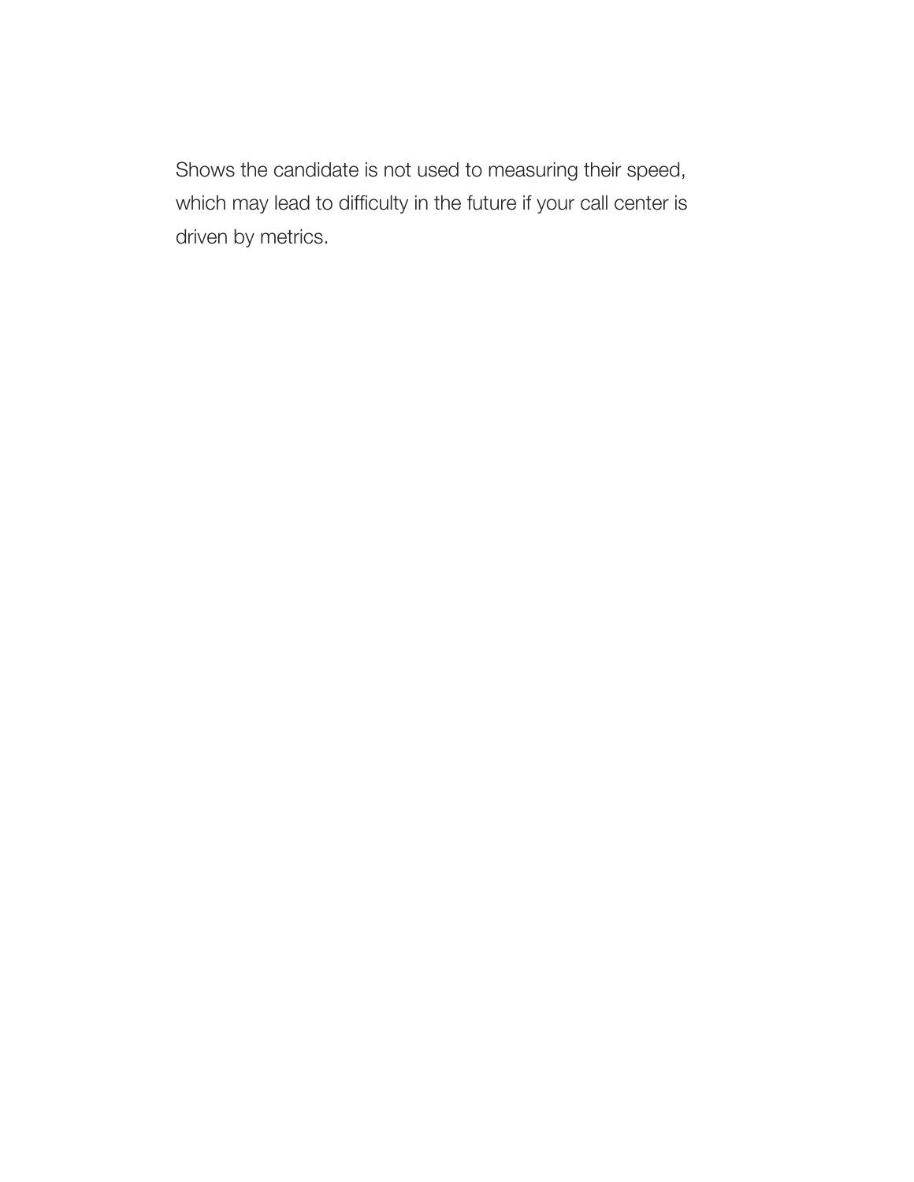Shows the candidate is not used to measuring their speed, which may lead to difficulty in the future if your call center is driven by metrics.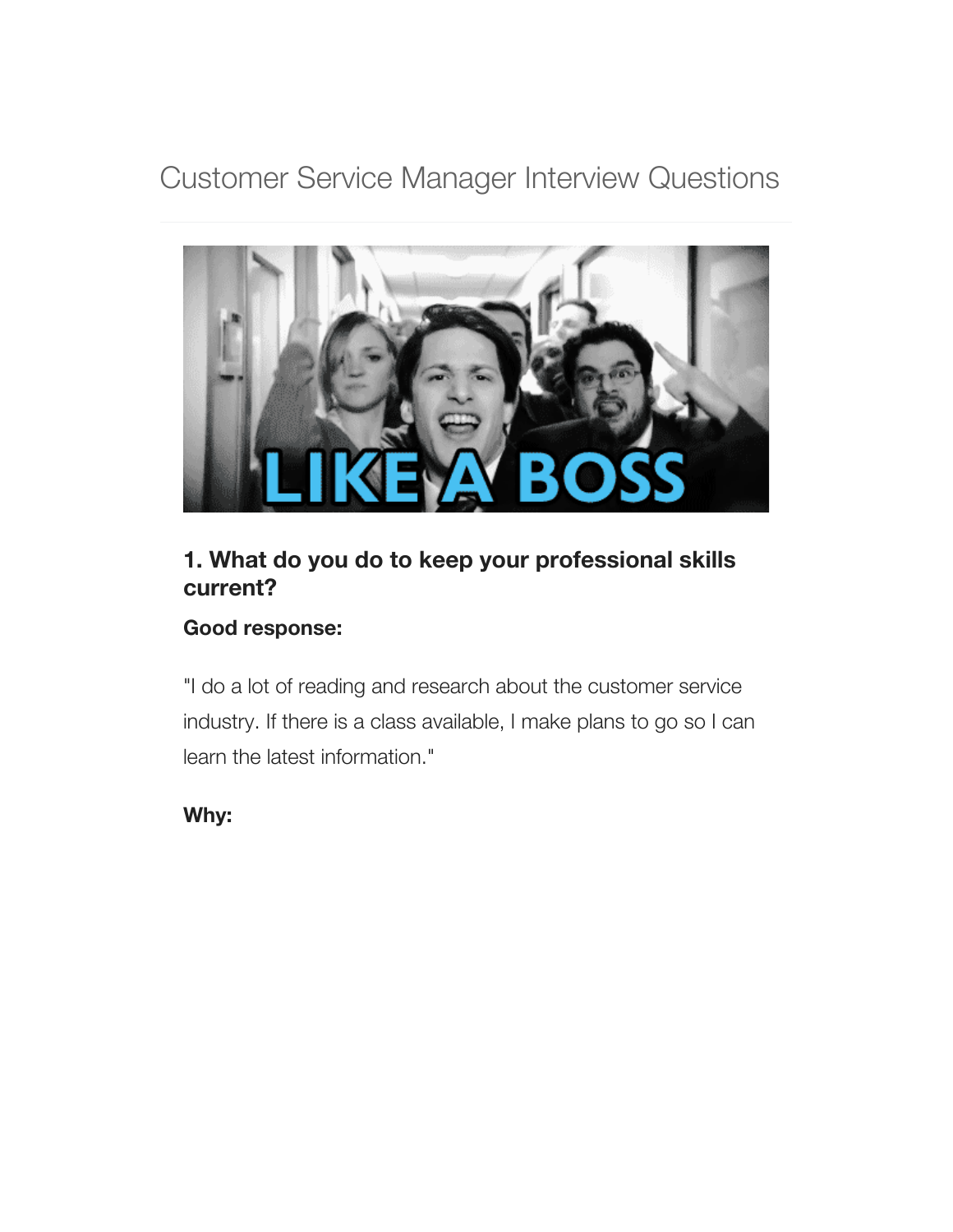# Customer Service Manager Interview Questions

### 1. What do you do to keep your professional skills current?

**Good response:**

"I do a lot of reading and research about the customer service industry. If there is a class available, I make plans to go so I can learn the latest information."

**Why:**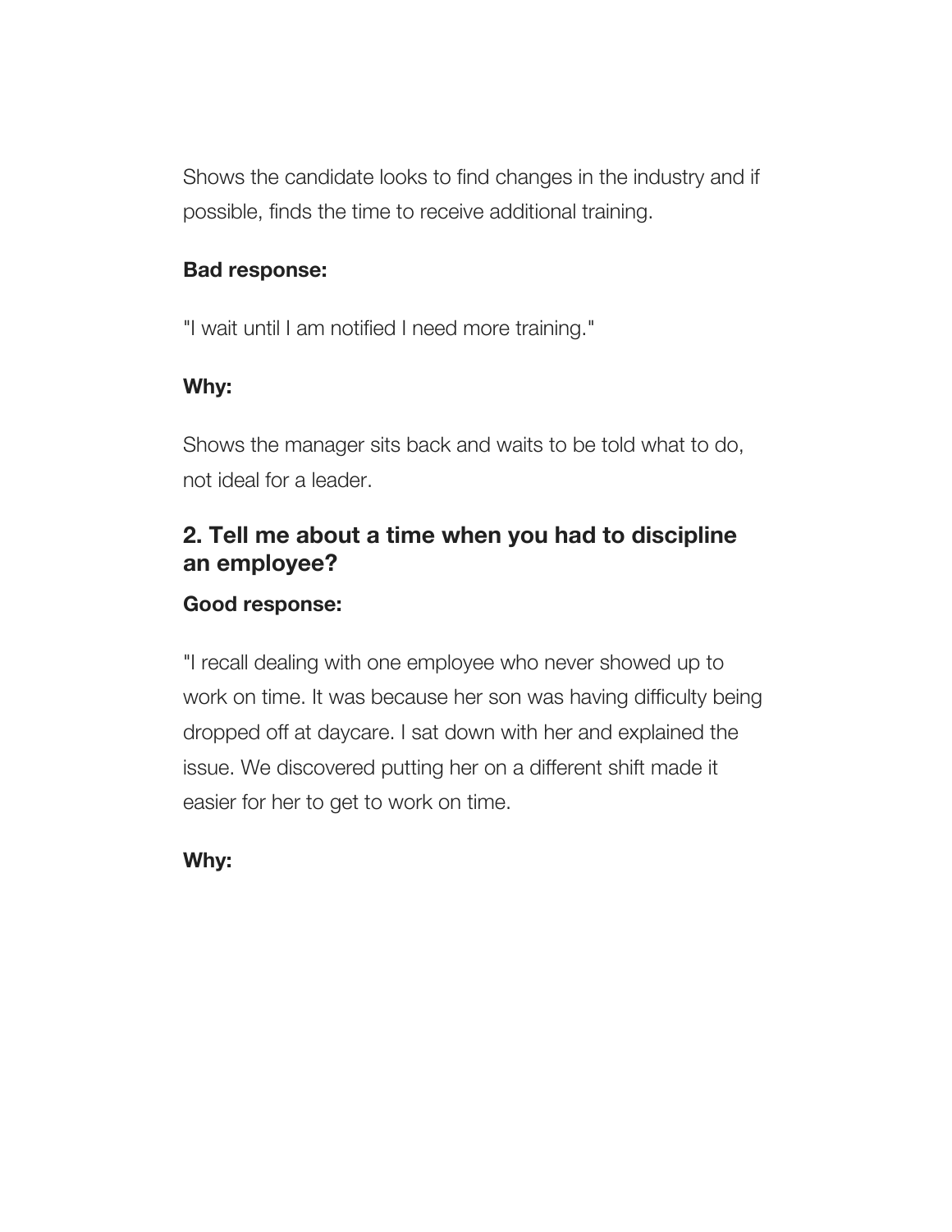Shows the candidate looks to find changes in the industry and if possible, finds the time to receive additional training.

**Bad response:**

"I wait until I am notified I need more training."

**Why:**

Shows the manager sits back and waits to be told what to do, not ideal for a leader.

## 2. Tell me about a time when you had to discipline an employee?

**Good response:**

"I recall dealing with one employee who never showed up to work on time. It was because her son was having difficulty being dropped off at daycare. I sat down with her and explained the issue. We discovered putting her on a different shift made it easier for her to get to work on time.

**Why:**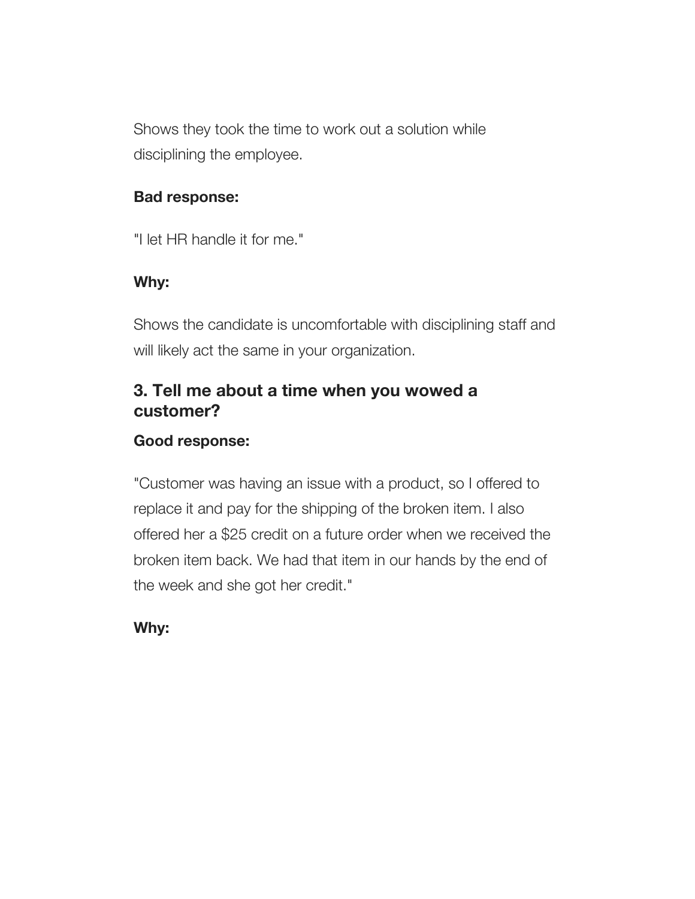Shows they took the time to work out a solution while disciplining the employee.

**Bad response:**

"I let HR handle it for me."

**Why:**

Shows the candidate is uncomfortable with disciplining staff and will likely act the same in your organization.

### 3. Tell me about a time when you wowed a customer?

**Good response:**

"Customer was having an issue with a product, so I offered to replace it and pay for the shipping of the broken item. I also offered her a $25 credit on a future order when we received the broken item back. We had that item in our hands by the end of the week and she got her credit."

**Why:**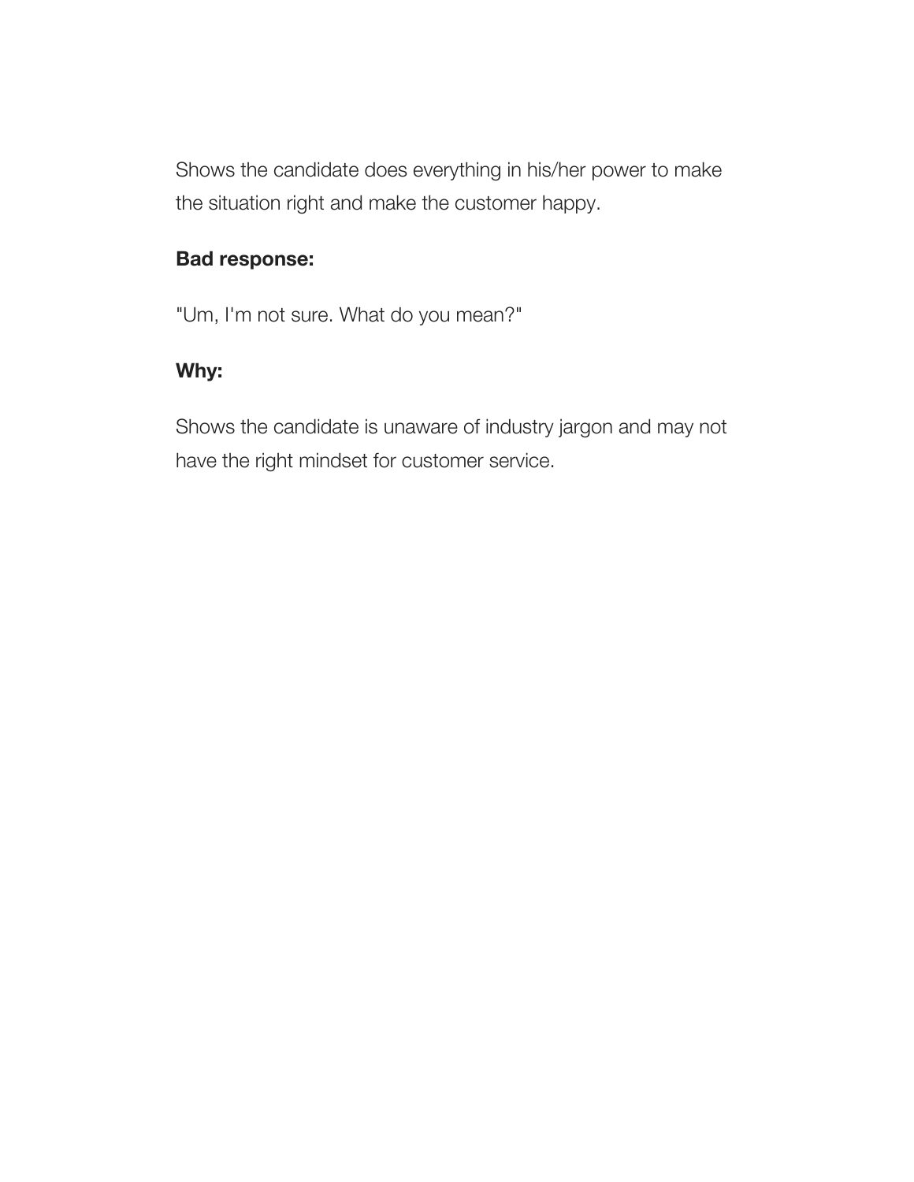Shows the candidate does everything in his/her power to make the situation right and make the customer happy.

**Bad response:**

"Um, I'm not sure. What do you mean?"

**Why:**

Shows the candidate is unaware of industry jargon and may not have the right mindset for customer service.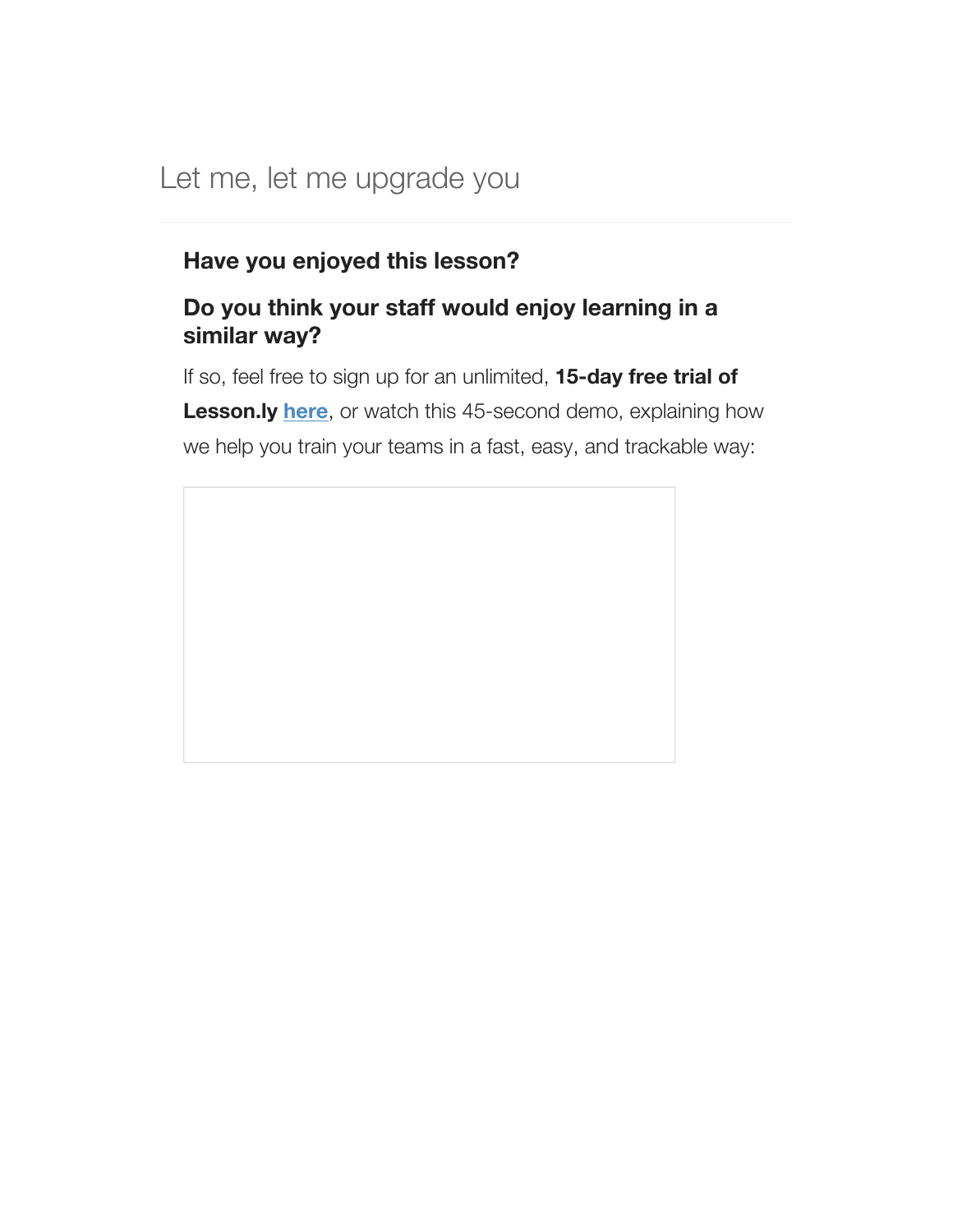# Let me, let me upgrade you

### Have you enjoyed this lesson?

### Do you think your staff would enjoy learning in a similar way?

If so, feel free to sign up for an unlimited, **15-day free trial of Lesson.ly** here, or watch this 45-second demo, explaining how we help you train your teams in a fast, easy, and trackable way: